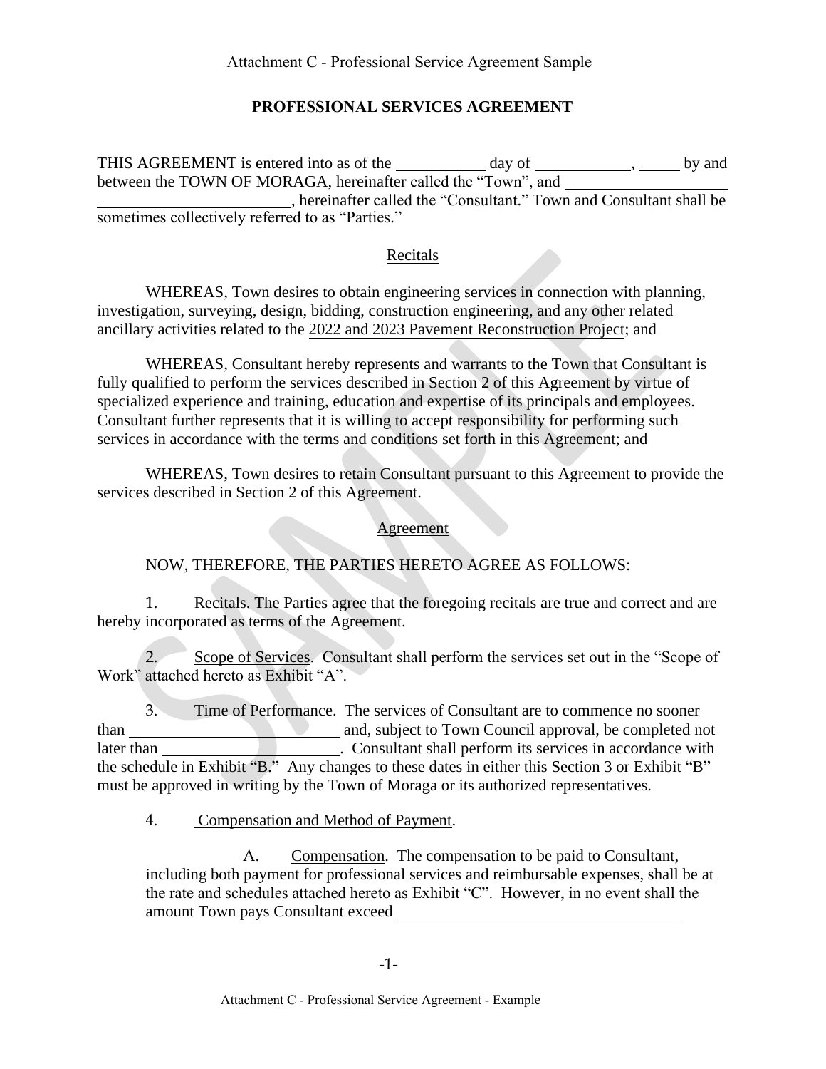Attachment C - Professional Service Agreement Sample

# PROFESSIONAL SERVICES AGREEMENT

THIS AGREEMENT is entered into as of the ___________ day of ____________, _____ by and between the TOWN OF MORAGA, hereinafter called the "Town", and ____________________ ________________________, hereinafter called the "Consultant." Town and Consultant shall be sometimes collectively referred to as "Parties."

## Recitals

WHEREAS, Town desires to obtain engineering services in connection with planning, investigation, surveying, design, bidding, construction engineering, and any other related ancillary activities related to the 2022 and 2023 Pavement Reconstruction Project; and

WHEREAS, Consultant hereby represents and warrants to the Town that Consultant is fully qualified to perform the services described in Section 2 of this Agreement by virtue of specialized experience and training, education and expertise of its principals and employees. Consultant further represents that it is willing to accept responsibility for performing such services in accordance with the terms and conditions set forth in this Agreement; and

WHEREAS, Town desires to retain Consultant pursuant to this Agreement to provide the services described in Section 2 of this Agreement.

## Agreement

NOW, THEREFORE, THE PARTIES HERETO AGREE AS FOLLOWS:

1. Recitals. The Parties agree that the foregoing recitals are true and correct and are hereby incorporated as terms of the Agreement.

2. Scope of Services. Consultant shall perform the services set out in the "Scope of Work" attached hereto as Exhibit "A".

3. Time of Performance. The services of Consultant are to commence no sooner than __________________________ and, subject to Town Council approval, be completed not later than ______________________. Consultant shall perform its services in accordance with the schedule in Exhibit "B." Any changes to these dates in either this Section 3 or Exhibit "B" must be approved in writing by the Town of Moraga or its authorized representatives.

4. Compensation and Method of Payment.

A. Compensation. The compensation to be paid to Consultant, including both payment for professional services and reimbursable expenses, shall be at the rate and schedules attached hereto as Exhibit "C". However, in no event shall the amount Town pays Consultant exceed ____________________________________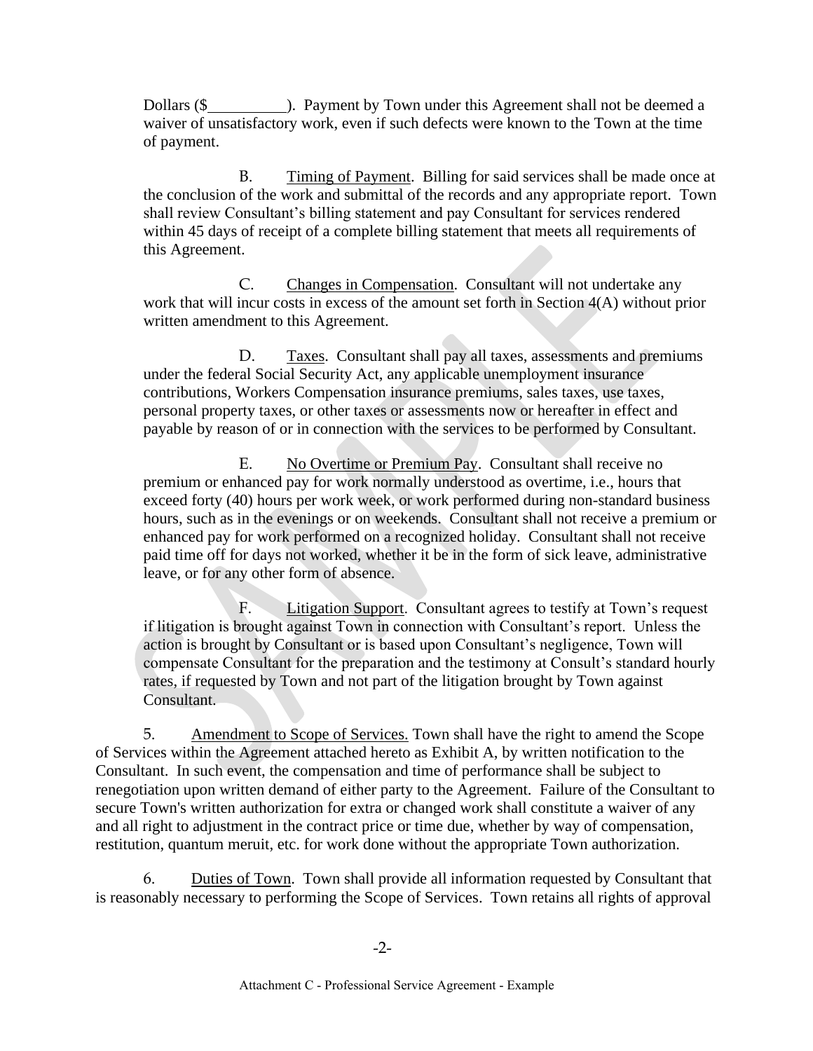Dollars ($__________). Payment by Town under this Agreement shall not be deemed a waiver of unsatisfactory work, even if such defects were known to the Town at the time of payment.

B. Timing of Payment. Billing for said services shall be made once at the conclusion of the work and submittal of the records and any appropriate report. Town shall review Consultant's billing statement and pay Consultant for services rendered within 45 days of receipt of a complete billing statement that meets all requirements of this Agreement.

C. Changes in Compensation. Consultant will not undertake any work that will incur costs in excess of the amount set forth in Section 4(A) without prior written amendment to this Agreement.

D. Taxes. Consultant shall pay all taxes, assessments and premiums under the federal Social Security Act, any applicable unemployment insurance contributions, Workers Compensation insurance premiums, sales taxes, use taxes, personal property taxes, or other taxes or assessments now or hereafter in effect and payable by reason of or in connection with the services to be performed by Consultant.

E. No Overtime or Premium Pay. Consultant shall receive no premium or enhanced pay for work normally understood as overtime, i.e., hours that exceed forty (40) hours per work week, or work performed during non-standard business hours, such as in the evenings or on weekends. Consultant shall not receive a premium or enhanced pay for work performed on a recognized holiday. Consultant shall not receive paid time off for days not worked, whether it be in the form of sick leave, administrative leave, or for any other form of absence.

F. Litigation Support. Consultant agrees to testify at Town's request if litigation is brought against Town in connection with Consultant's report. Unless the action is brought by Consultant or is based upon Consultant's negligence, Town will compensate Consultant for the preparation and the testimony at Consult's standard hourly rates, if requested by Town and not part of the litigation brought by Town against Consultant.

5. Amendment to Scope of Services. Town shall have the right to amend the Scope of Services within the Agreement attached hereto as Exhibit A, by written notification to the Consultant. In such event, the compensation and time of performance shall be subject to renegotiation upon written demand of either party to the Agreement. Failure of the Consultant to secure Town's written authorization for extra or changed work shall constitute a waiver of any and all right to adjustment in the contract price or time due, whether by way of compensation, restitution, quantum meruit, etc. for work done without the appropriate Town authorization.

6. Duties of Town. Town shall provide all information requested by Consultant that is reasonably necessary to performing the Scope of Services. Town retains all rights of approval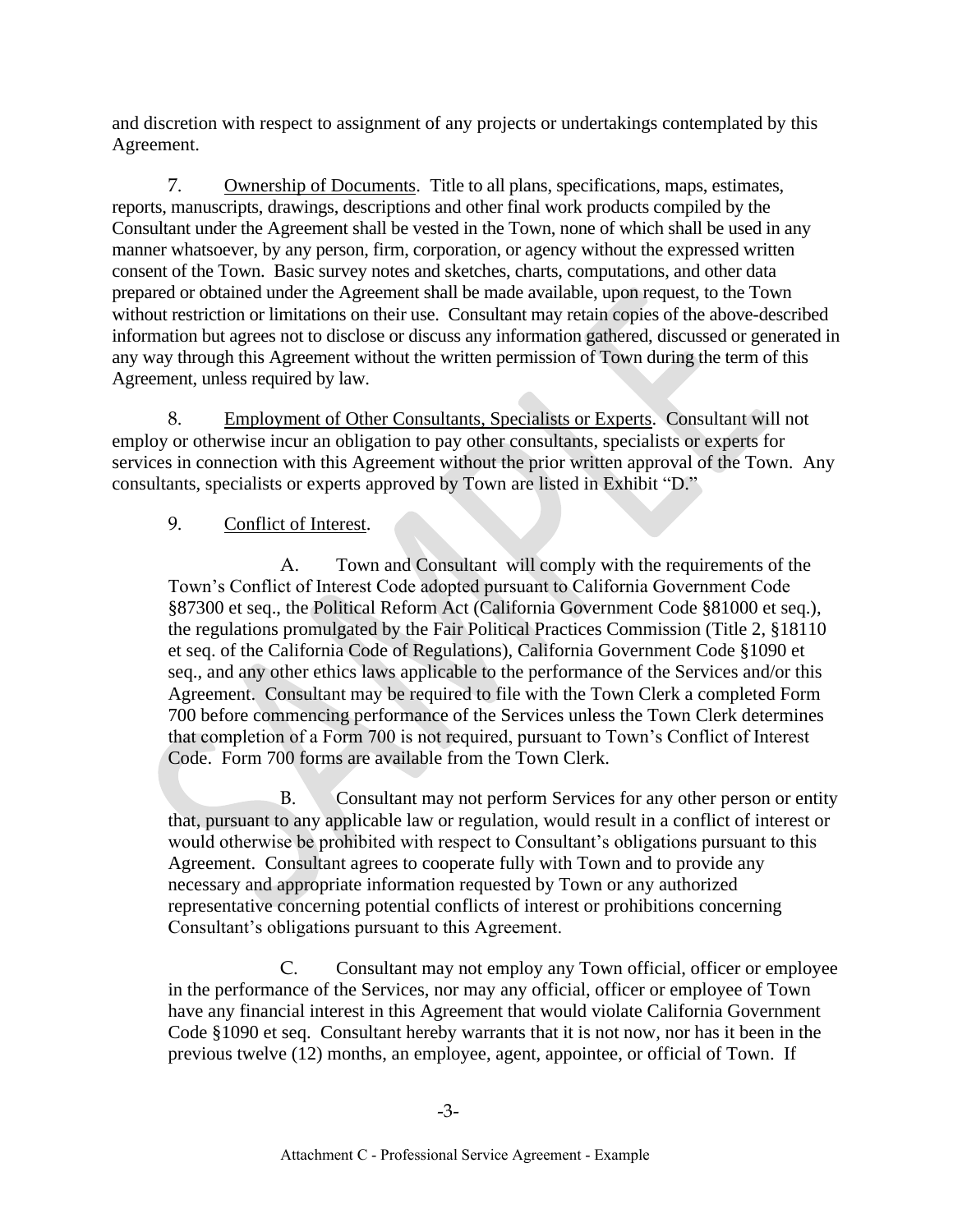and discretion with respect to assignment of any projects or undertakings contemplated by this Agreement.

7. Ownership of Documents. Title to all plans, specifications, maps, estimates, reports, manuscripts, drawings, descriptions and other final work products compiled by the Consultant under the Agreement shall be vested in the Town, none of which shall be used in any manner whatsoever, by any person, firm, corporation, or agency without the expressed written consent of the Town. Basic survey notes and sketches, charts, computations, and other data prepared or obtained under the Agreement shall be made available, upon request, to the Town without restriction or limitations on their use. Consultant may retain copies of the above-described information but agrees not to disclose or discuss any information gathered, discussed or generated in any way through this Agreement without the written permission of Town during the term of this Agreement, unless required by law.

8. Employment of Other Consultants, Specialists or Experts. Consultant will not employ or otherwise incur an obligation to pay other consultants, specialists or experts for services in connection with this Agreement without the prior written approval of the Town. Any consultants, specialists or experts approved by Town are listed in Exhibit "D."

9. Conflict of Interest.

A. Town and Consultant will comply with the requirements of the Town's Conflict of Interest Code adopted pursuant to California Government Code §87300 et seq., the Political Reform Act (California Government Code §81000 et seq.), the regulations promulgated by the Fair Political Practices Commission (Title 2, §18110 et seq. of the California Code of Regulations), California Government Code §1090 et seq., and any other ethics laws applicable to the performance of the Services and/or this Agreement. Consultant may be required to file with the Town Clerk a completed Form 700 before commencing performance of the Services unless the Town Clerk determines that completion of a Form 700 is not required, pursuant to Town's Conflict of Interest Code. Form 700 forms are available from the Town Clerk.

B. Consultant may not perform Services for any other person or entity that, pursuant to any applicable law or regulation, would result in a conflict of interest or would otherwise be prohibited with respect to Consultant's obligations pursuant to this Agreement. Consultant agrees to cooperate fully with Town and to provide any necessary and appropriate information requested by Town or any authorized representative concerning potential conflicts of interest or prohibitions concerning Consultant's obligations pursuant to this Agreement.

C. Consultant may not employ any Town official, officer or employee in the performance of the Services, nor may any official, officer or employee of Town have any financial interest in this Agreement that would violate California Government Code §1090 et seq. Consultant hereby warrants that it is not now, nor has it been in the previous twelve (12) months, an employee, agent, appointee, or official of Town. If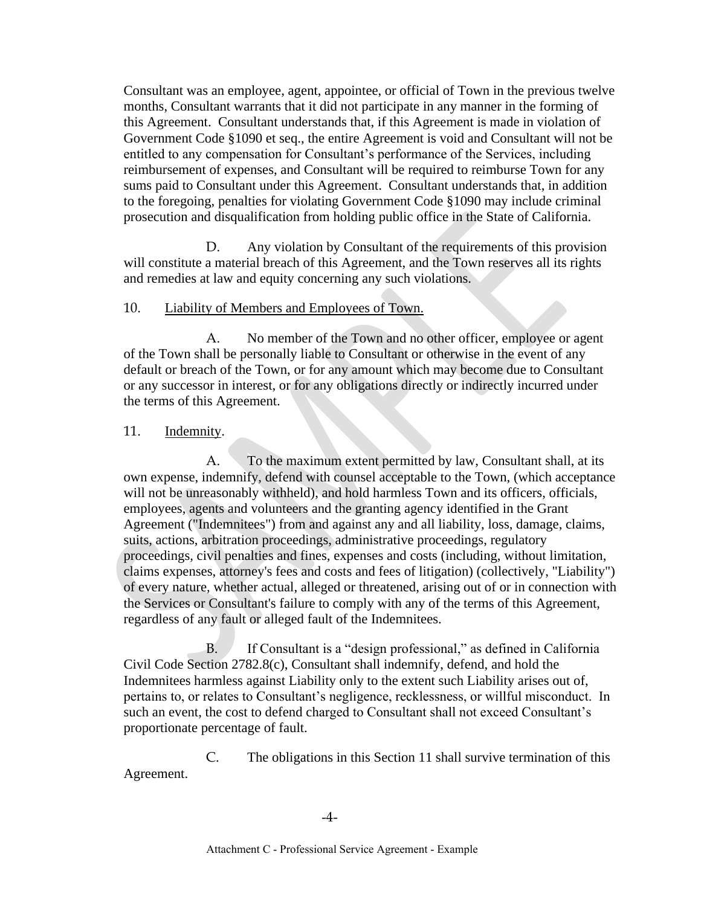Consultant was an employee, agent, appointee, or official of Town in the previous twelve months, Consultant warrants that it did not participate in any manner in the forming of this Agreement. Consultant understands that, if this Agreement is made in violation of Government Code §1090 et seq., the entire Agreement is void and Consultant will not be entitled to any compensation for Consultant's performance of the Services, including reimbursement of expenses, and Consultant will be required to reimburse Town for any sums paid to Consultant under this Agreement. Consultant understands that, in addition to the foregoing, penalties for violating Government Code §1090 may include criminal prosecution and disqualification from holding public office in the State of California.

D. Any violation by Consultant of the requirements of this provision will constitute a material breach of this Agreement, and the Town reserves all its rights and remedies at law and equity concerning any such violations.

10. <u>Liability of Members and Employees of Town.</u>

A. No member of the Town and no other officer, employee or agent of the Town shall be personally liable to Consultant or otherwise in the event of any default or breach of the Town, or for any amount which may become due to Consultant or any successor in interest, or for any obligations directly or indirectly incurred under the terms of this Agreement.

11. <u>Indemnity</u>.

A. To the maximum extent permitted by law, Consultant shall, at its own expense, indemnify, defend with counsel acceptable to the Town, (which acceptance will not be unreasonably withheld), and hold harmless Town and its officers, officials, employees, agents and volunteers and the granting agency identified in the Grant Agreement ("Indemnitees") from and against any and all liability, loss, damage, claims, suits, actions, arbitration proceedings, administrative proceedings, regulatory proceedings, civil penalties and fines, expenses and costs (including, without limitation, claims expenses, attorney's fees and costs and fees of litigation) (collectively, "Liability") of every nature, whether actual, alleged or threatened, arising out of or in connection with the Services or Consultant's failure to comply with any of the terms of this Agreement, regardless of any fault or alleged fault of the Indemnitees.

B. If Consultant is a "design professional," as defined in California Civil Code Section 2782.8(c), Consultant shall indemnify, defend, and hold the Indemnitees harmless against Liability only to the extent such Liability arises out of, pertains to, or relates to Consultant's negligence, recklessness, or willful misconduct. In such an event, the cost to defend charged to Consultant shall not exceed Consultant's proportionate percentage of fault.

C. The obligations in this Section 11 shall survive termination of this Agreement.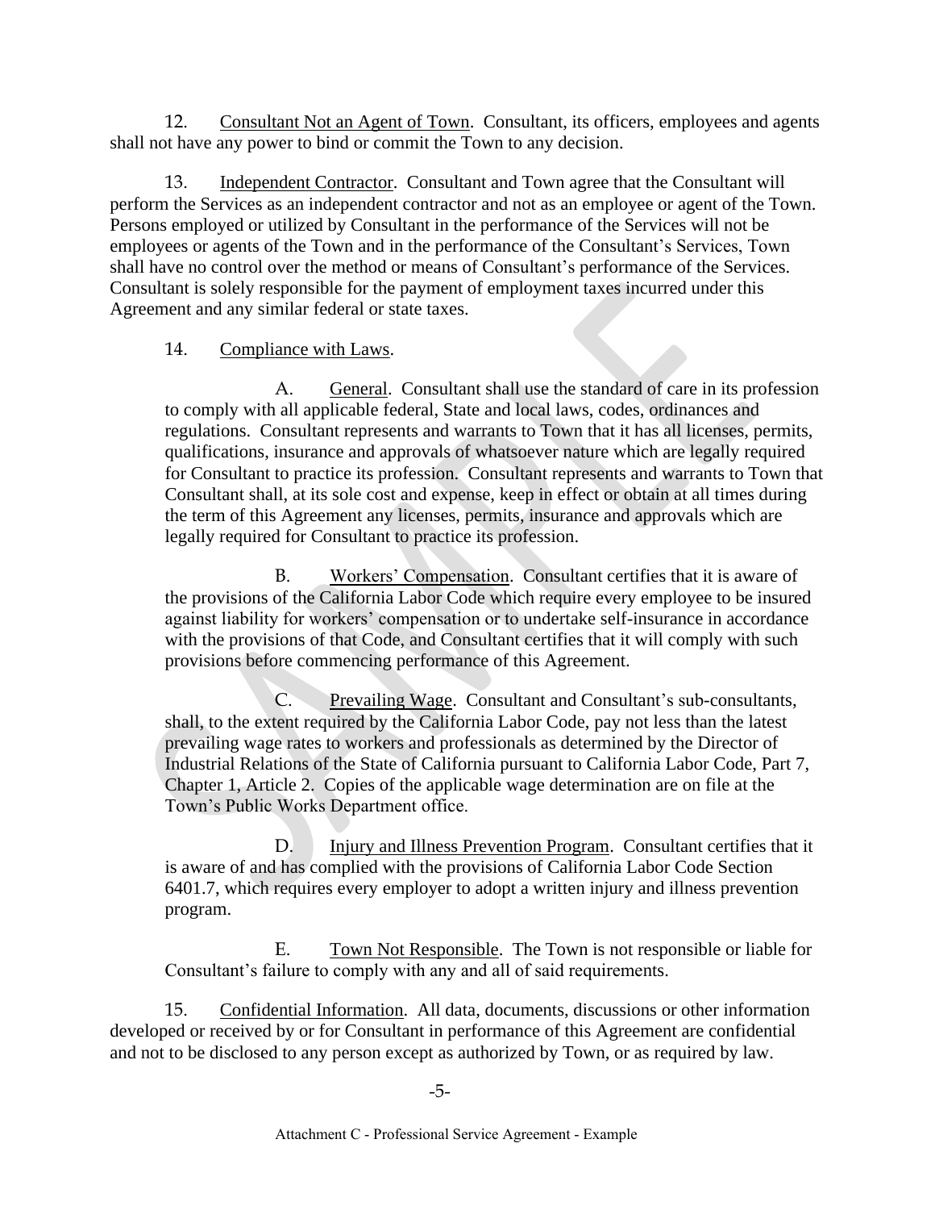12. Consultant Not an Agent of Town. Consultant, its officers, employees and agents shall not have any power to bind or commit the Town to any decision.

13. Independent Contractor. Consultant and Town agree that the Consultant will perform the Services as an independent contractor and not as an employee or agent of the Town. Persons employed or utilized by Consultant in the performance of the Services will not be employees or agents of the Town and in the performance of the Consultant's Services, Town shall have no control over the method or means of Consultant's performance of the Services. Consultant is solely responsible for the payment of employment taxes incurred under this Agreement and any similar federal or state taxes.

14. Compliance with Laws.

A. General. Consultant shall use the standard of care in its profession to comply with all applicable federal, State and local laws, codes, ordinances and regulations. Consultant represents and warrants to Town that it has all licenses, permits, qualifications, insurance and approvals of whatsoever nature which are legally required for Consultant to practice its profession. Consultant represents and warrants to Town that Consultant shall, at its sole cost and expense, keep in effect or obtain at all times during the term of this Agreement any licenses, permits, insurance and approvals which are legally required for Consultant to practice its profession.

B. Workers' Compensation. Consultant certifies that it is aware of the provisions of the California Labor Code which require every employee to be insured against liability for workers' compensation or to undertake self-insurance in accordance with the provisions of that Code, and Consultant certifies that it will comply with such provisions before commencing performance of this Agreement.

C. Prevailing Wage. Consultant and Consultant's sub-consultants, shall, to the extent required by the California Labor Code, pay not less than the latest prevailing wage rates to workers and professionals as determined by the Director of Industrial Relations of the State of California pursuant to California Labor Code, Part 7, Chapter 1, Article 2. Copies of the applicable wage determination are on file at the Town's Public Works Department office.

D. Injury and Illness Prevention Program. Consultant certifies that it is aware of and has complied with the provisions of California Labor Code Section 6401.7, which requires every employer to adopt a written injury and illness prevention program.

E. Town Not Responsible. The Town is not responsible or liable for Consultant's failure to comply with any and all of said requirements.

15. Confidential Information. All data, documents, discussions or other information developed or received by or for Consultant in performance of this Agreement are confidential and not to be disclosed to any person except as authorized by Town, or as required by law.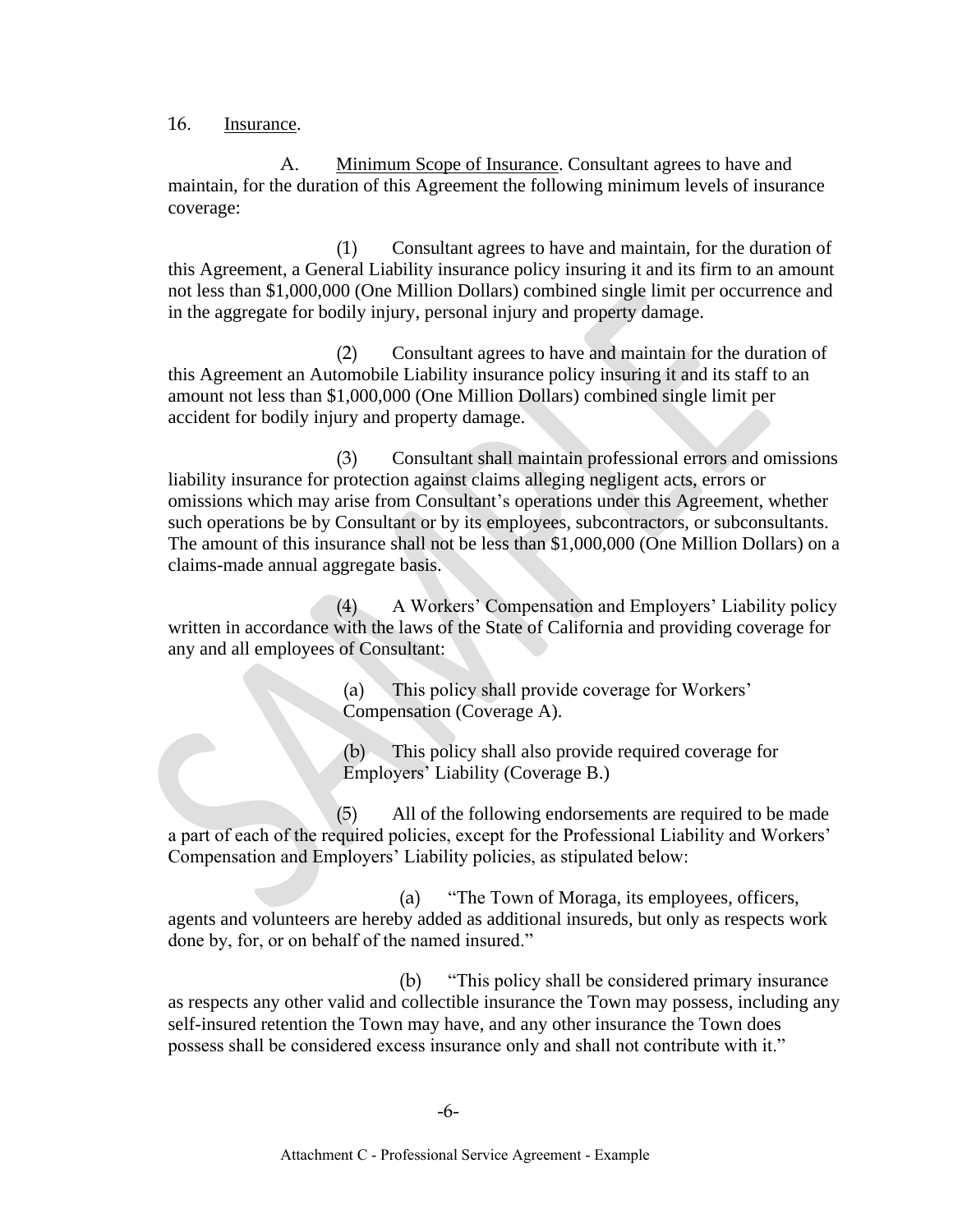16. Insurance.

A. Minimum Scope of Insurance. Consultant agrees to have and maintain, for the duration of this Agreement the following minimum levels of insurance coverage:

(1) Consultant agrees to have and maintain, for the duration of this Agreement, a General Liability insurance policy insuring it and its firm to an amount not less than $1,000,000 (One Million Dollars) combined single limit per occurrence and in the aggregate for bodily injury, personal injury and property damage.

(2) Consultant agrees to have and maintain for the duration of this Agreement an Automobile Liability insurance policy insuring it and its staff to an amount not less than $1,000,000 (One Million Dollars) combined single limit per accident for bodily injury and property damage.

(3) Consultant shall maintain professional errors and omissions liability insurance for protection against claims alleging negligent acts, errors or omissions which may arise from Consultant's operations under this Agreement, whether such operations be by Consultant or by its employees, subcontractors, or subconsultants. The amount of this insurance shall not be less than $1,000,000 (One Million Dollars) on a claims-made annual aggregate basis.

(4) A Workers' Compensation and Employers' Liability policy written in accordance with the laws of the State of California and providing coverage for any and all employees of Consultant:

(a) This policy shall provide coverage for Workers' Compensation (Coverage A).

(b) This policy shall also provide required coverage for Employers' Liability (Coverage B.)

(5) All of the following endorsements are required to be made a part of each of the required policies, except for the Professional Liability and Workers' Compensation and Employers' Liability policies, as stipulated below:

(a) "The Town of Moraga, its employees, officers, agents and volunteers are hereby added as additional insureds, but only as respects work done by, for, or on behalf of the named insured."

(b) "This policy shall be considered primary insurance as respects any other valid and collectible insurance the Town may possess, including any self-insured retention the Town may have, and any other insurance the Town does possess shall be considered excess insurance only and shall not contribute with it."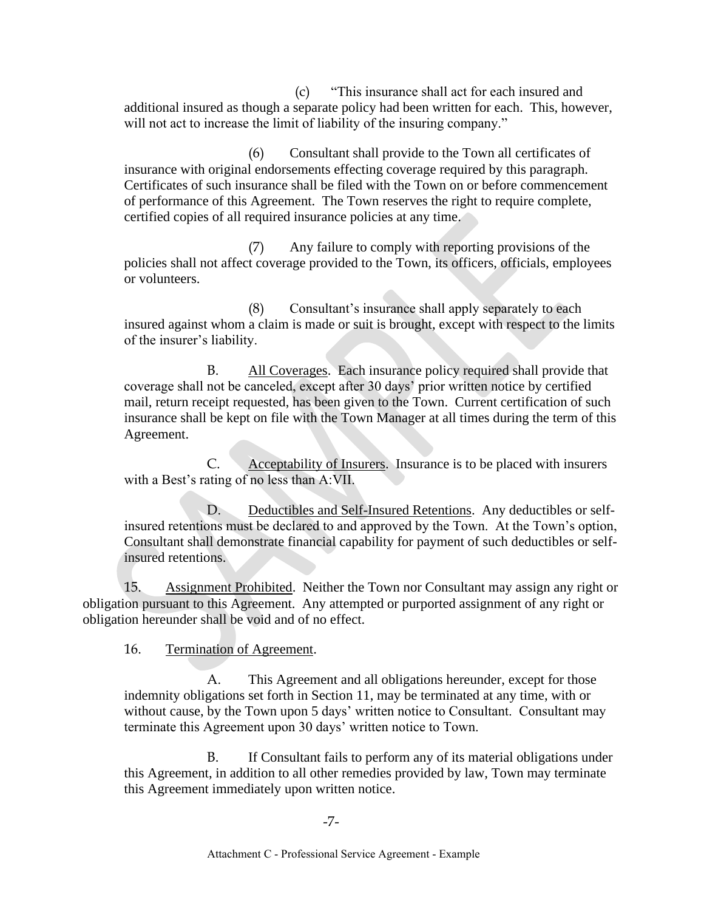(c) "This insurance shall act for each insured and additional insured as though a separate policy had been written for each. This, however, will not act to increase the limit of liability of the insuring company."

(6) Consultant shall provide to the Town all certificates of insurance with original endorsements effecting coverage required by this paragraph. Certificates of such insurance shall be filed with the Town on or before commencement of performance of this Agreement. The Town reserves the right to require complete, certified copies of all required insurance policies at any time.

(7) Any failure to comply with reporting provisions of the policies shall not affect coverage provided to the Town, its officers, officials, employees or volunteers.

(8) Consultant's insurance shall apply separately to each insured against whom a claim is made or suit is brought, except with respect to the limits of the insurer's liability.

B. <u>All Coverages</u>. Each insurance policy required shall provide that coverage shall not be canceled, except after 30 days' prior written notice by certified mail, return receipt requested, has been given to the Town. Current certification of such insurance shall be kept on file with the Town Manager at all times during the term of this Agreement.

C. <u>Acceptability of Insurers</u>. Insurance is to be placed with insurers with a Best's rating of no less than A:VII.

D. <u>Deductibles and Self-Insured Retentions</u>. Any deductibles or self-insured retentions must be declared to and approved by the Town. At the Town's option, Consultant shall demonstrate financial capability for payment of such deductibles or self-insured retentions.

15. <u>Assignment Prohibited</u>. Neither the Town nor Consultant may assign any right or obligation pursuant to this Agreement. Any attempted or purported assignment of any right or obligation hereunder shall be void and of no effect.

16. <u>Termination of Agreement</u>.

A. This Agreement and all obligations hereunder, except for those indemnity obligations set forth in Section 11, may be terminated at any time, with or without cause, by the Town upon 5 days' written notice to Consultant. Consultant may terminate this Agreement upon 30 days' written notice to Town.

B. If Consultant fails to perform any of its material obligations under this Agreement, in addition to all other remedies provided by law, Town may terminate this Agreement immediately upon written notice.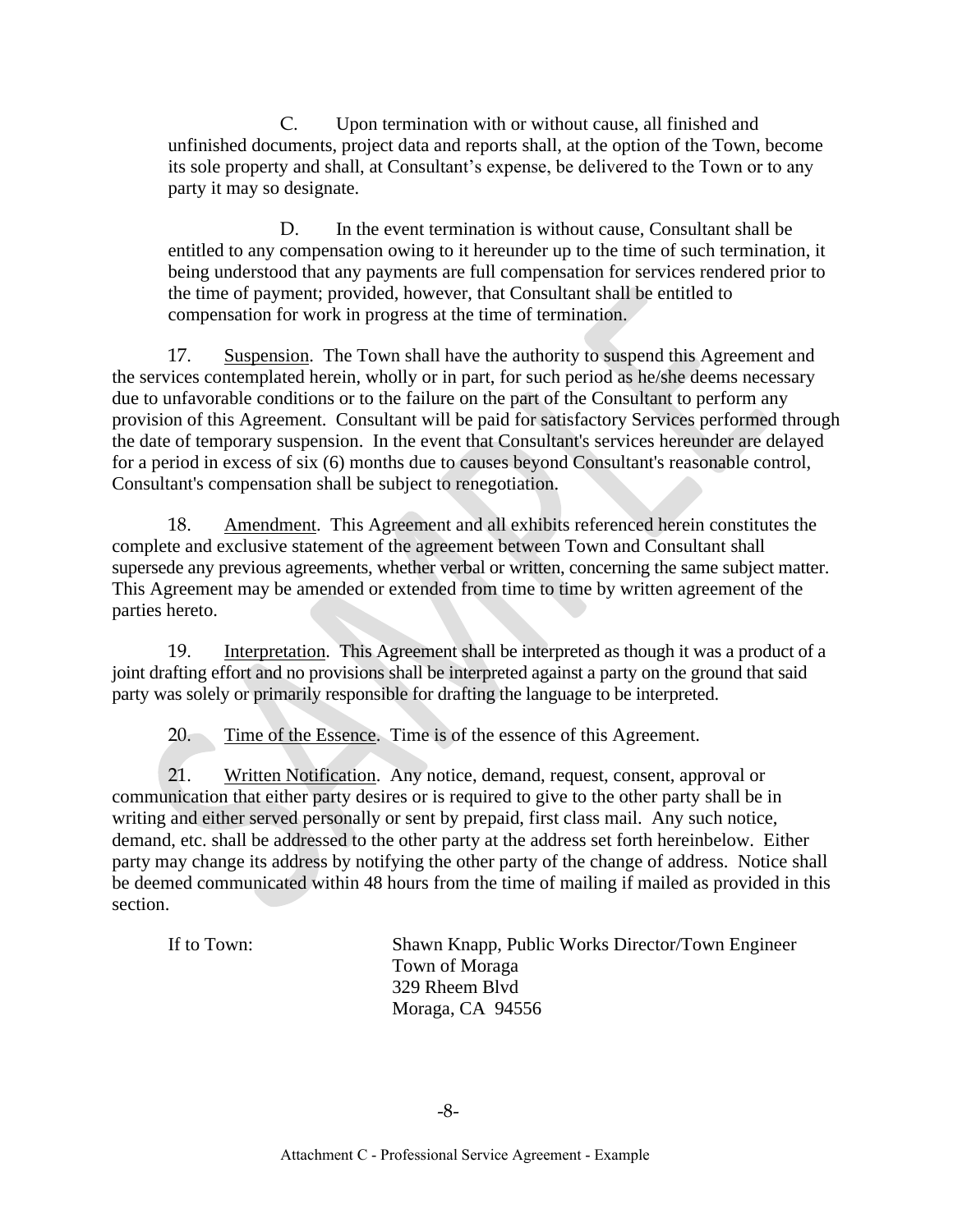C. Upon termination with or without cause, all finished and unfinished documents, project data and reports shall, at the option of the Town, become its sole property and shall, at Consultant's expense, be delivered to the Town or to any party it may so designate.

D. In the event termination is without cause, Consultant shall be entitled to any compensation owing to it hereunder up to the time of such termination, it being understood that any payments are full compensation for services rendered prior to the time of payment; provided, however, that Consultant shall be entitled to compensation for work in progress at the time of termination.

17. Suspension. The Town shall have the authority to suspend this Agreement and the services contemplated herein, wholly or in part, for such period as he/she deems necessary due to unfavorable conditions or to the failure on the part of the Consultant to perform any provision of this Agreement. Consultant will be paid for satisfactory Services performed through the date of temporary suspension. In the event that Consultant's services hereunder are delayed for a period in excess of six (6) months due to causes beyond Consultant's reasonable control, Consultant's compensation shall be subject to renegotiation.

18. Amendment. This Agreement and all exhibits referenced herein constitutes the complete and exclusive statement of the agreement between Town and Consultant shall supersede any previous agreements, whether verbal or written, concerning the same subject matter. This Agreement may be amended or extended from time to time by written agreement of the parties hereto.

19. Interpretation. This Agreement shall be interpreted as though it was a product of a joint drafting effort and no provisions shall be interpreted against a party on the ground that said party was solely or primarily responsible for drafting the language to be interpreted.

20. Time of the Essence. Time is of the essence of this Agreement.

21. Written Notification. Any notice, demand, request, consent, approval or communication that either party desires or is required to give to the other party shall be in writing and either served personally or sent by prepaid, first class mail. Any such notice, demand, etc. shall be addressed to the other party at the address set forth hereinbelow. Either party may change its address by notifying the other party of the change of address. Notice shall be deemed communicated within 48 hours from the time of mailing if mailed as provided in this section.

If to Town:

Shawn Knapp, Public Works Director/Town Engineer
Town of Moraga
329 Rheem Blvd
Moraga, CA 94556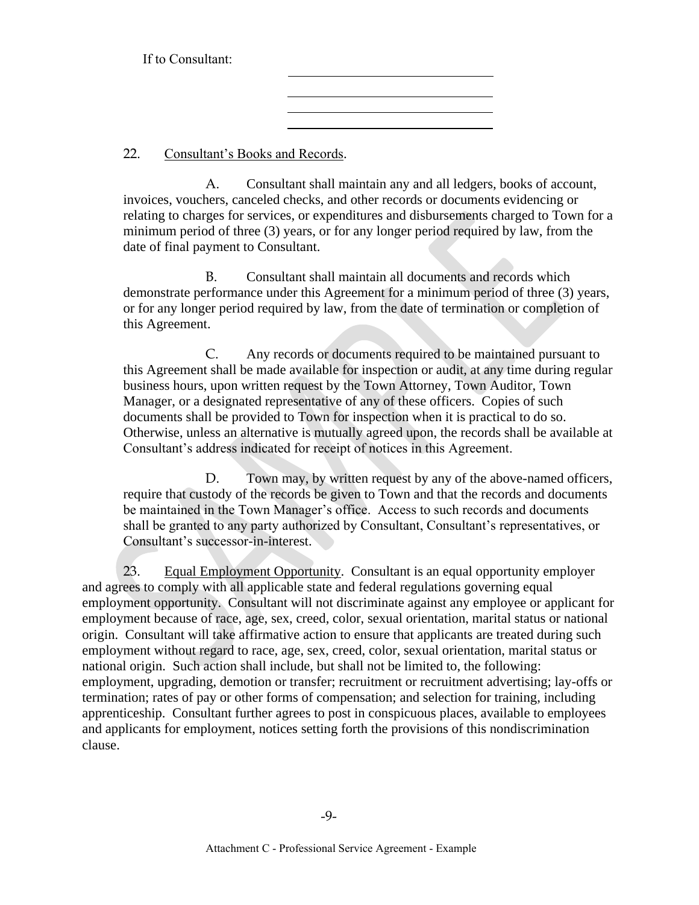If to Consultant:

\_\_\_\_\_\_\_\_\_\_\_\_\_\_\_\_\_\_\_\_\_\_\_\_\_\_\_\_\_\_

\_\_\_\_\_\_\_\_\_\_\_\_\_\_\_\_\_\_\_\_\_\_\_\_\_\_\_\_\_\_

\_\_\_\_\_\_\_\_\_\_\_\_\_\_\_\_\_\_\_\_\_\_\_\_\_\_\_\_\_\_

\_\_\_\_\_\_\_\_\_\_\_\_\_\_\_\_\_\_\_\_\_\_\_\_\_\_\_\_\_\_

22. Consultant's Books and Records.

A. Consultant shall maintain any and all ledgers, books of account, invoices, vouchers, canceled checks, and other records or documents evidencing or relating to charges for services, or expenditures and disbursements charged to Town for a minimum period of three (3) years, or for any longer period required by law, from the date of final payment to Consultant.

B. Consultant shall maintain all documents and records which demonstrate performance under this Agreement for a minimum period of three (3) years, or for any longer period required by law, from the date of termination or completion of this Agreement.

C. Any records or documents required to be maintained pursuant to this Agreement shall be made available for inspection or audit, at any time during regular business hours, upon written request by the Town Attorney, Town Auditor, Town Manager, or a designated representative of any of these officers. Copies of such documents shall be provided to Town for inspection when it is practical to do so. Otherwise, unless an alternative is mutually agreed upon, the records shall be available at Consultant's address indicated for receipt of notices in this Agreement.

D. Town may, by written request by any of the above-named officers, require that custody of the records be given to Town and that the records and documents be maintained in the Town Manager's office. Access to such records and documents shall be granted to any party authorized by Consultant, Consultant's representatives, or Consultant's successor-in-interest.

23. Equal Employment Opportunity. Consultant is an equal opportunity employer and agrees to comply with all applicable state and federal regulations governing equal employment opportunity. Consultant will not discriminate against any employee or applicant for employment because of race, age, sex, creed, color, sexual orientation, marital status or national origin. Consultant will take affirmative action to ensure that applicants are treated during such employment without regard to race, age, sex, creed, color, sexual orientation, marital status or national origin. Such action shall include, but shall not be limited to, the following: employment, upgrading, demotion or transfer; recruitment or recruitment advertising; lay-offs or termination; rates of pay or other forms of compensation; and selection for training, including apprenticeship. Consultant further agrees to post in conspicuous places, available to employees and applicants for employment, notices setting forth the provisions of this nondiscrimination clause.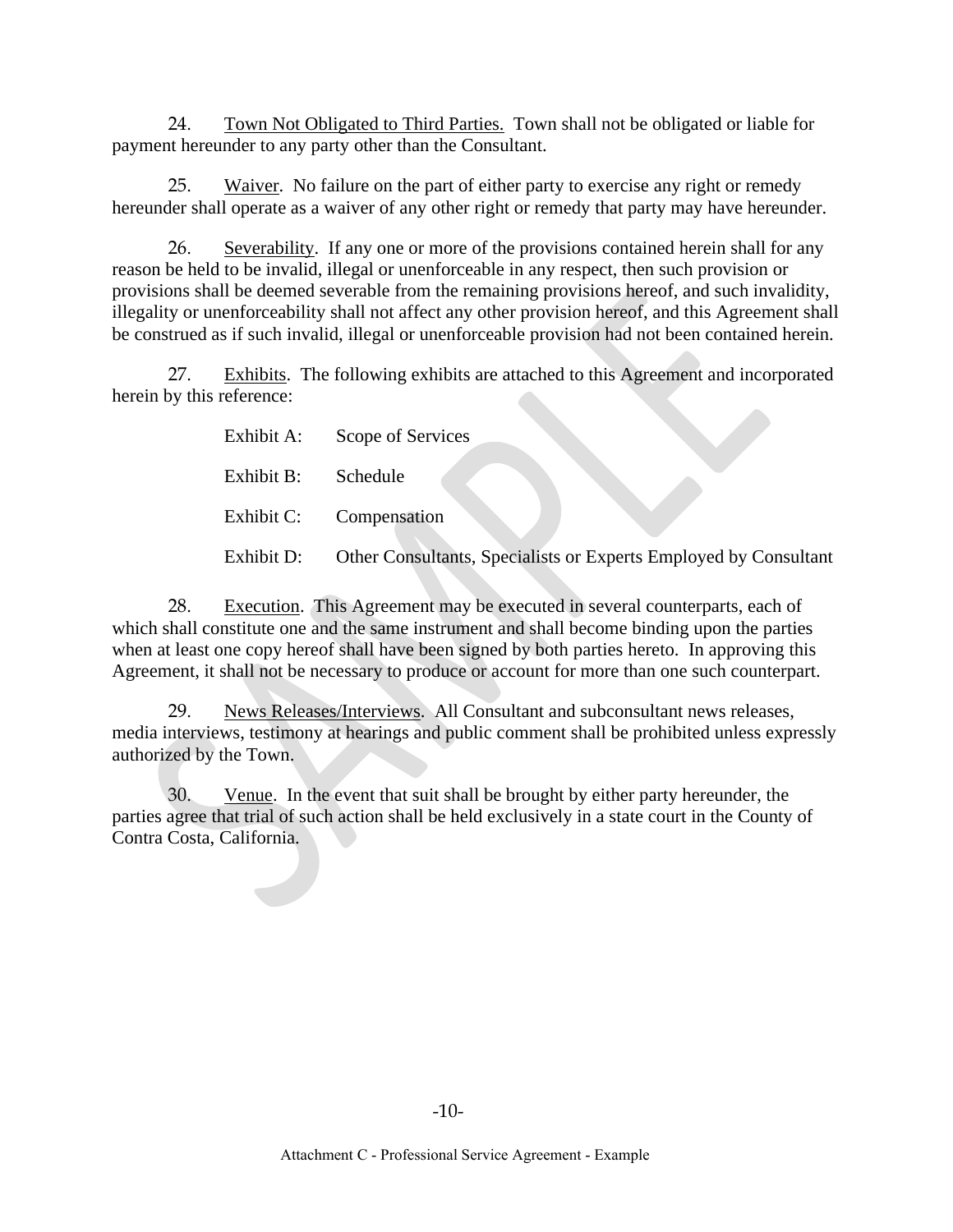24. Town Not Obligated to Third Parties. Town shall not be obligated or liable for payment hereunder to any party other than the Consultant.

25. Waiver. No failure on the part of either party to exercise any right or remedy hereunder shall operate as a waiver of any other right or remedy that party may have hereunder.

26. Severability. If any one or more of the provisions contained herein shall for any reason be held to be invalid, illegal or unenforceable in any respect, then such provision or provisions shall be deemed severable from the remaining provisions hereof, and such invalidity, illegality or unenforceability shall not affect any other provision hereof, and this Agreement shall be construed as if such invalid, illegal or unenforceable provision had not been contained herein.

27. Exhibits. The following exhibits are attached to this Agreement and incorporated herein by this reference:

Exhibit A: Scope of Services

Exhibit B: Schedule

Exhibit C: Compensation

Exhibit D: Other Consultants, Specialists or Experts Employed by Consultant

28. Execution. This Agreement may be executed in several counterparts, each of which shall constitute one and the same instrument and shall become binding upon the parties when at least one copy hereof shall have been signed by both parties hereto. In approving this Agreement, it shall not be necessary to produce or account for more than one such counterpart.

29. News Releases/Interviews. All Consultant and subconsultant news releases, media interviews, testimony at hearings and public comment shall be prohibited unless expressly authorized by the Town.

30. Venue. In the event that suit shall be brought by either party hereunder, the parties agree that trial of such action shall be held exclusively in a state court in the County of Contra Costa, California.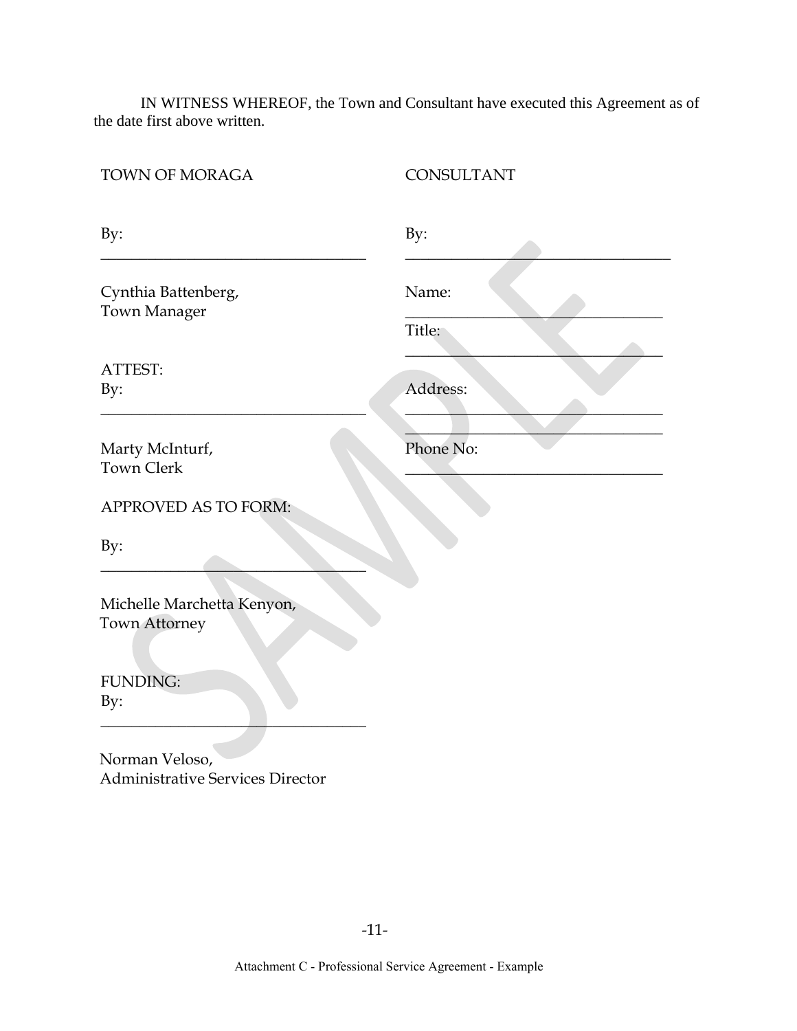IN WITNESS WHEREOF, the Town and Consultant have executed this Agreement as of the date first above written.

| TOWN OF MORAGA | CONSULTANT |
| --- | --- |
| By: ___________________________________ | By: ___________________________________ |
| Cynthia Battenberg,<br>Town Manager | Name: _________________________________ |
| | Title: _________________________________ |
| ATTEST:<br>By: ___________________________________ | Address: _______________________________<br>_______________________________________ |
| Marty McInturf,<br>Town Clerk | Phone No: ______________________________ |
| APPROVED AS TO FORM: | |
| By: ___________________________________ | |
| Michelle Marchetta Kenyon,<br>Town Attorney | |
| FUNDING:<br>By: ___________________________________ | |
| Norman Veloso,<br>Administrative Services Director | |

SAMPLE

Attachment C - Professional Service Agreement - Example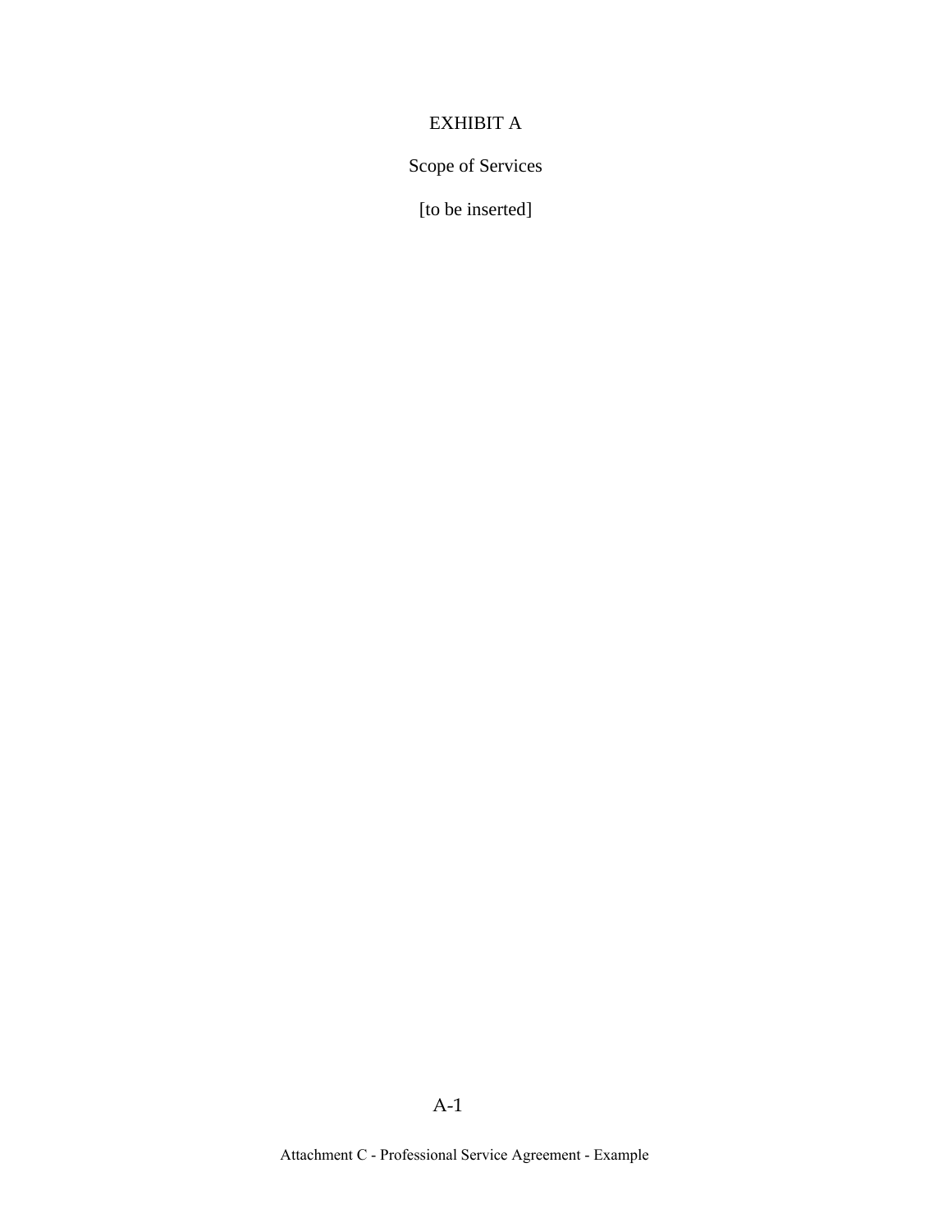# EXHIBIT A

## Scope of Services

[to be inserted]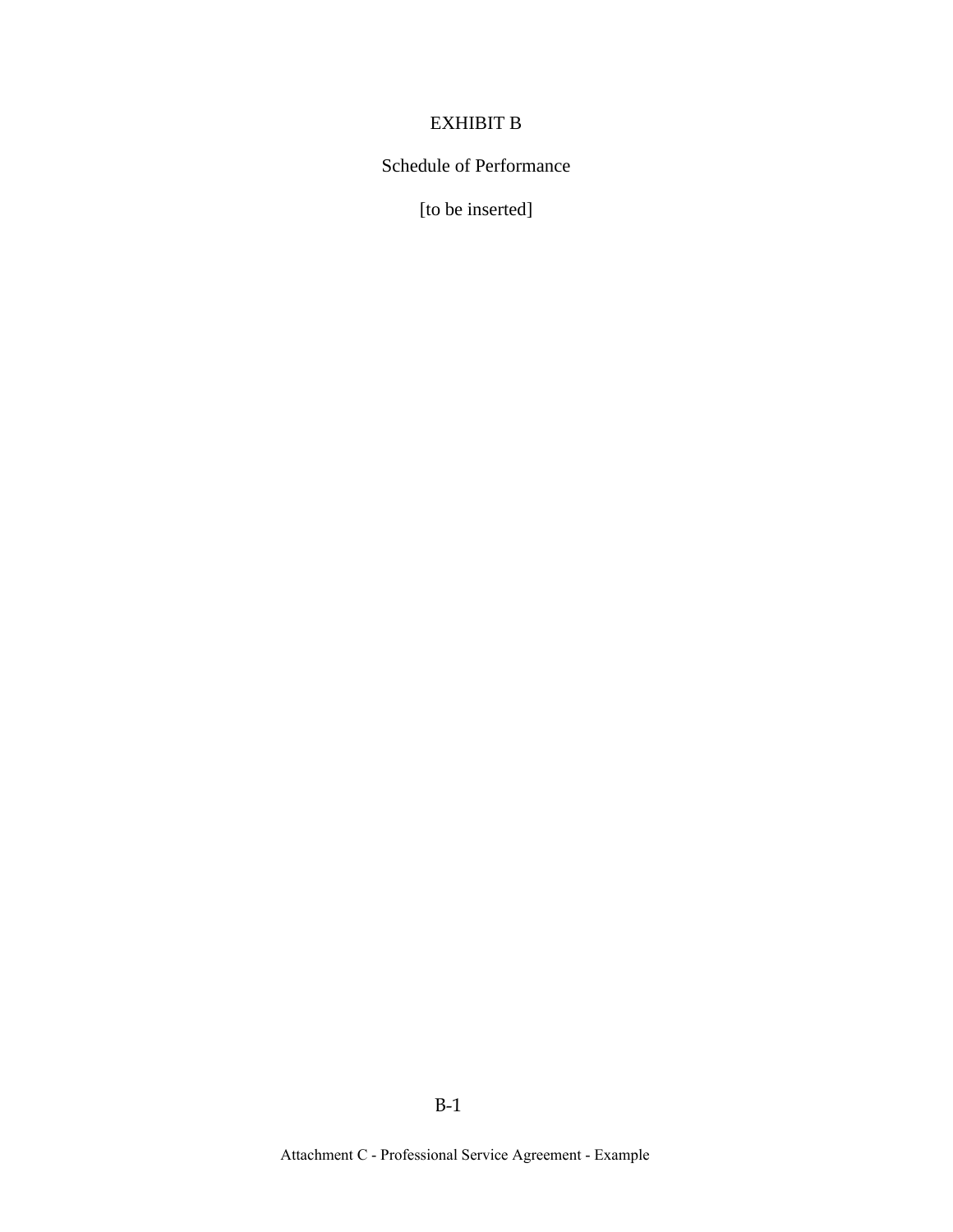# EXHIBIT B

## Schedule of Performance

[to be inserted]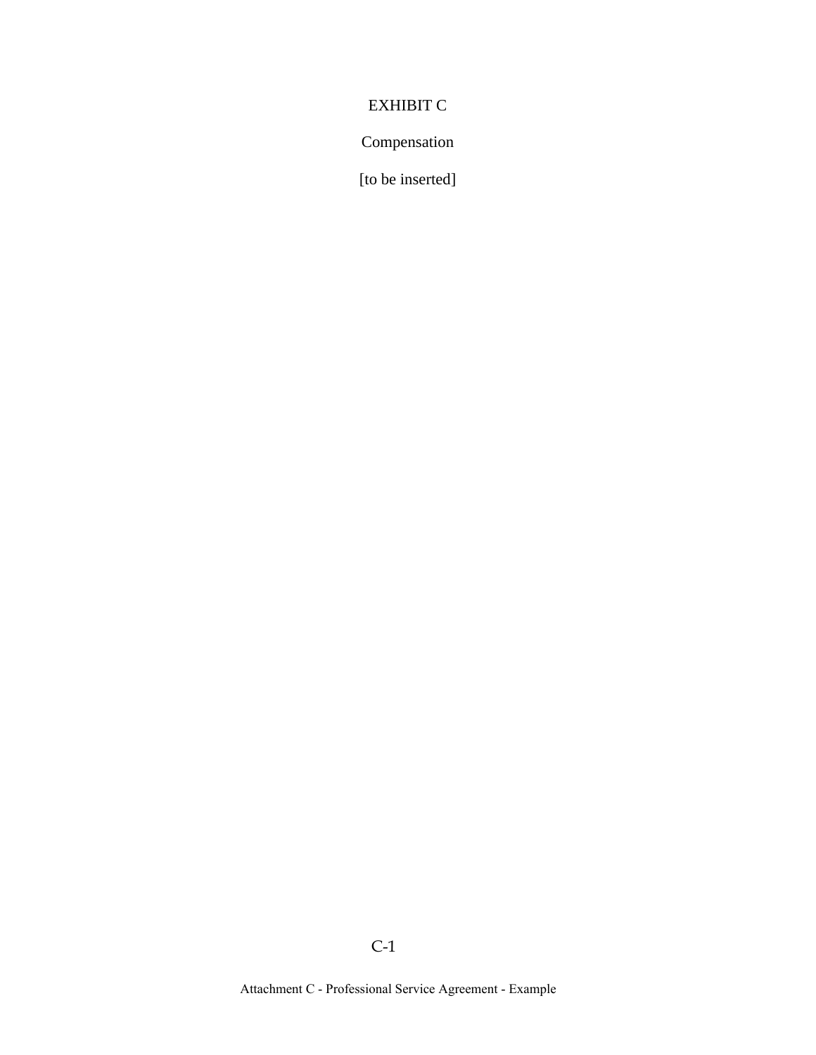# EXHIBIT C

## Compensation

[to be inserted]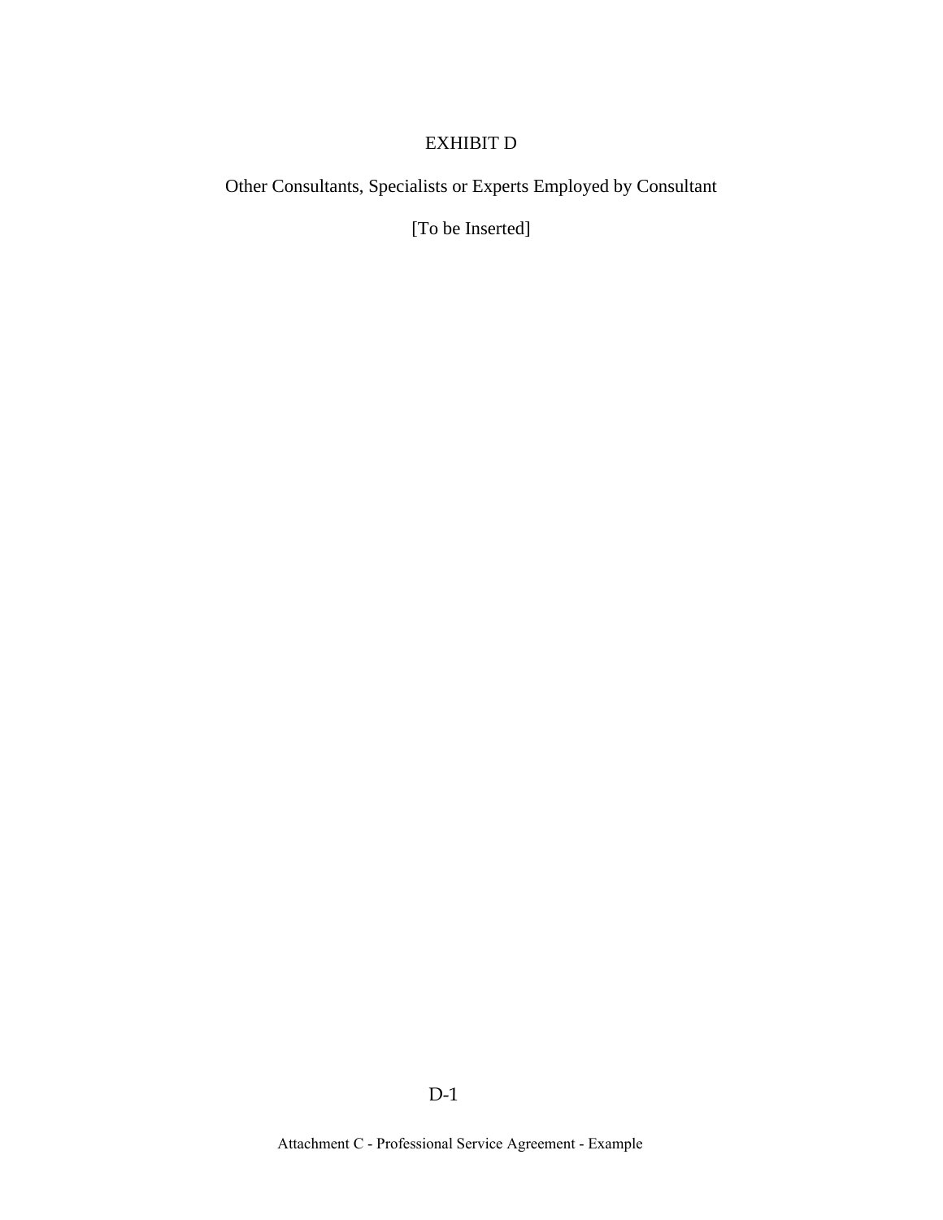# EXHIBIT D

Other Consultants, Specialists or Experts Employed by Consultant

[To be Inserted]